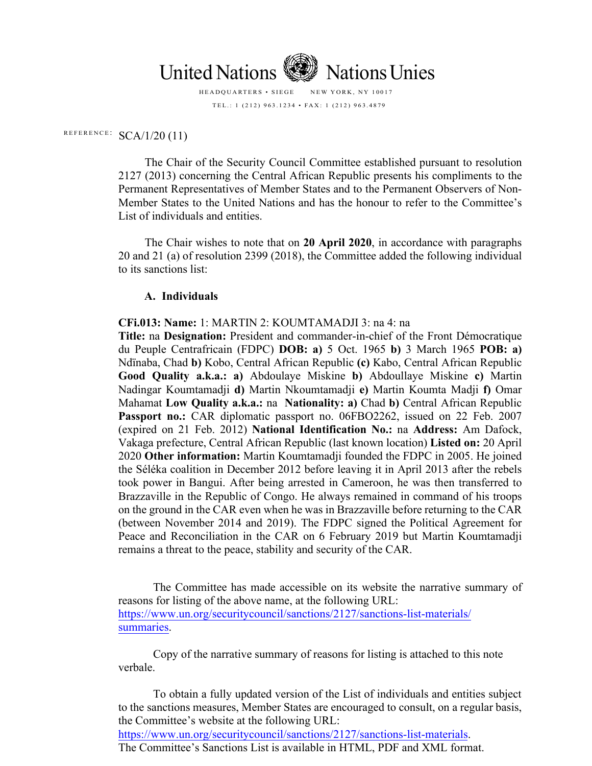United Nations Nations Unies

HEADQUARTERS • SIEGE NEW YORK, NY 10017

TEL.: 1 (212) 963.1234 • FAX: 1 (212) 963.4879

REFERENCE: SCA/1/20 (11)

The Chair of the Security Council Committee established pursuant to resolution 2127 (2013) concerning the Central African Republic presents his compliments to the Permanent Representatives of Member States and to the Permanent Observers of Non-Member States to the United Nations and has the honour to refer to the Committee's List of individuals and entities.

The Chair wishes to note that on **20 April 2020**, in accordance with paragraphs 20 and 21 (a) of resolution 2399 (2018), the Committee added the following individual to its sanctions list:

### A. Individuals

**CFi.013: Name:** 1: MARTIN 2: KOUMTAMADJI 3: na 4: na
**Title:** na **Designation:** President and commander-in-chief of the Front Démocratique du Peuple Centrafricain (FDPC) **DOB: a)** 5 Oct. 1965 **b)** 3 March 1965 **POB: a)** Ndïnaba, Chad **b)** Kobo, Central African Republic **(c)** Kabo, Central African Republic **Good Quality a.k.a.: a)** Abdoulaye Miskine **b)** Abdoullaye Miskine **c)** Martin Nadingar Koumtamadji **d)** Martin Nkoumtamadji **e)** Martin Koumta Madji **f)** Omar Mahamat **Low Quality a.k.a.:** na **Nationality: a)** Chad **b)** Central African Republic **Passport no.:** CAR diplomatic passport no. 06FBO2262, issued on 22 Feb. 2007 (expired on 21 Feb. 2012) **National Identification No.:** na **Address:** Am Dafock, Vakaga prefecture, Central African Republic (last known location) **Listed on:** 20 April 2020 **Other information:** Martin Koumtamadji founded the FDPC in 2005. He joined the Séléka coalition in December 2012 before leaving it in April 2013 after the rebels took power in Bangui. After being arrested in Cameroon, he was then transferred to Brazzaville in the Republic of Congo. He always remained in command of his troops on the ground in the CAR even when he was in Brazzaville before returning to the CAR (between November 2014 and 2019). The FDPC signed the Political Agreement for Peace and Reconciliation in the CAR on 6 February 2019 but Martin Koumtamadji remains a threat to the peace, stability and security of the CAR.

The Committee has made accessible on its website the narrative summary of reasons for listing of the above name, at the following URL: https://www.un.org/securitycouncil/sanctions/2127/sanctions-list-materials/summaries.

Copy of the narrative summary of reasons for listing is attached to this note verbale.

To obtain a fully updated version of the List of individuals and entities subject to the sanctions measures, Member States are encouraged to consult, on a regular basis, the Committee's website at the following URL: https://www.un.org/securitycouncil/sanctions/2127/sanctions-list-materials.
The Committee's Sanctions List is available in HTML, PDF and XML format.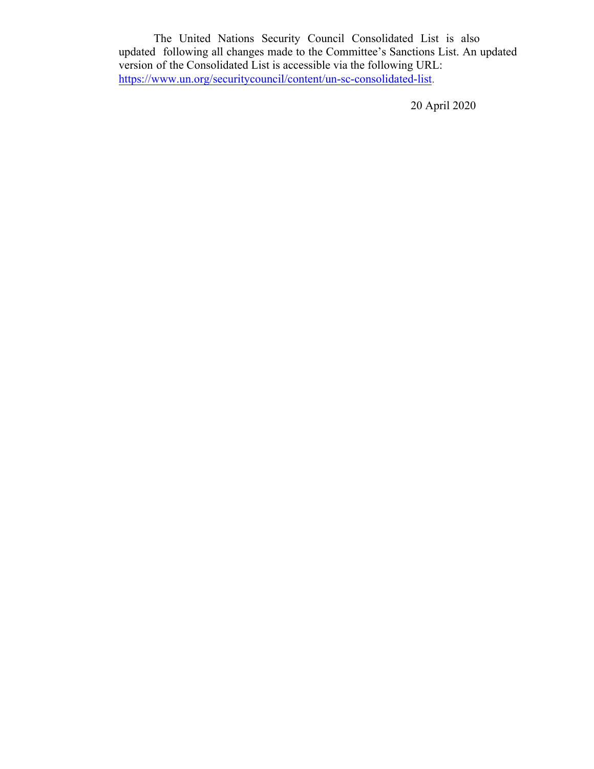The United Nations Security Council Consolidated List is also updated following all changes made to the Committee's Sanctions List. An updated version of the Consolidated List is accessible via the following URL: https://www.un.org/securitycouncil/content/un-sc-consolidated-list.

20 April 2020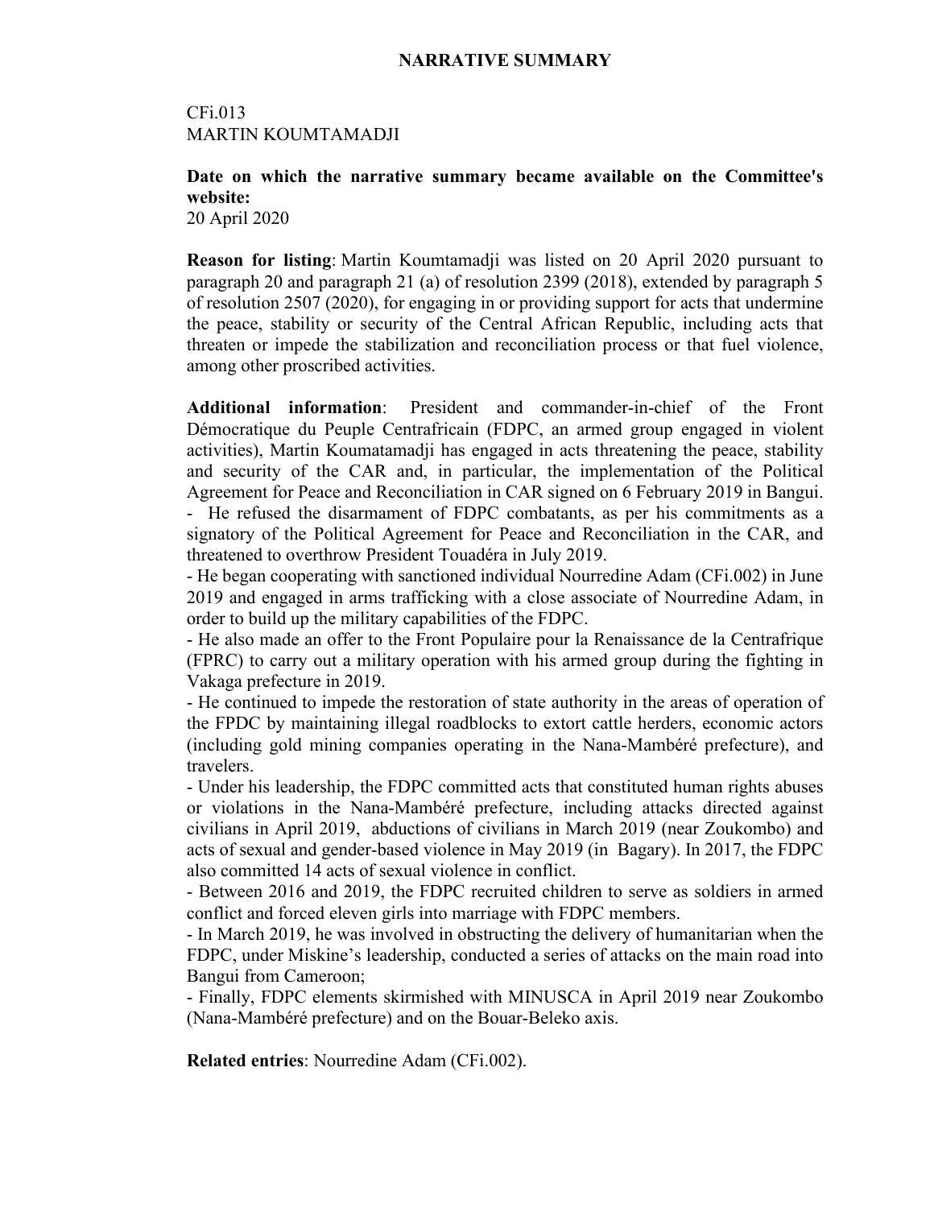**NARRATIVE SUMMARY**

CFi.013
MARTIN KOUMTAMADJI

**Date on which the narrative summary became available on the Committee's website:**
20 April 2020

**Reason for listing**: Martin Koumtamadji was listed on 20 April 2020 pursuant to paragraph 20 and paragraph 21 (a) of resolution 2399 (2018), extended by paragraph 5 of resolution 2507 (2020), for engaging in or providing support for acts that undermine the peace, stability or security of the Central African Republic, including acts that threaten or impede the stabilization and reconciliation process or that fuel violence, among other proscribed activities.

**Additional information**: President and commander-in-chief of the Front Démocratique du Peuple Centrafricain (FDPC, an armed group engaged in violent activities), Martin Koumatamadji has engaged in acts threatening the peace, stability and security of the CAR and, in particular, the implementation of the Political Agreement for Peace and Reconciliation in CAR signed on 6 February 2019 in Bangui.

- He refused the disarmament of FDPC combatants, as per his commitments as a signatory of the Political Agreement for Peace and Reconciliation in the CAR, and threatened to overthrow President Touadéra in July 2019.
- He began cooperating with sanctioned individual Nourredine Adam (CFi.002) in June 2019 and engaged in arms trafficking with a close associate of Nourredine Adam, in order to build up the military capabilities of the FDPC.
- He also made an offer to the Front Populaire pour la Renaissance de la Centrafrique (FPRC) to carry out a military operation with his armed group during the fighting in Vakaga prefecture in 2019.
- He continued to impede the restoration of state authority in the areas of operation of the FPDC by maintaining illegal roadblocks to extort cattle herders, economic actors (including gold mining companies operating in the Nana-Mambéré prefecture), and travelers.
- Under his leadership, the FDPC committed acts that constituted human rights abuses or violations in the Nana-Mambéré prefecture, including attacks directed against civilians in April 2019, abductions of civilians in March 2019 (near Zoukombo) and acts of sexual and gender-based violence in May 2019 (in Bagary). In 2017, the FDPC also committed 14 acts of sexual violence in conflict.
- Between 2016 and 2019, the FDPC recruited children to serve as soldiers in armed conflict and forced eleven girls into marriage with FDPC members.
- In March 2019, he was involved in obstructing the delivery of humanitarian when the FDPC, under Miskine's leadership, conducted a series of attacks on the main road into Bangui from Cameroon;
- Finally, FDPC elements skirmished with MINUSCA in April 2019 near Zoukombo (Nana-Mambéré prefecture) and on the Bouar-Beleko axis.

**Related entries**: Nourredine Adam (CFi.002).